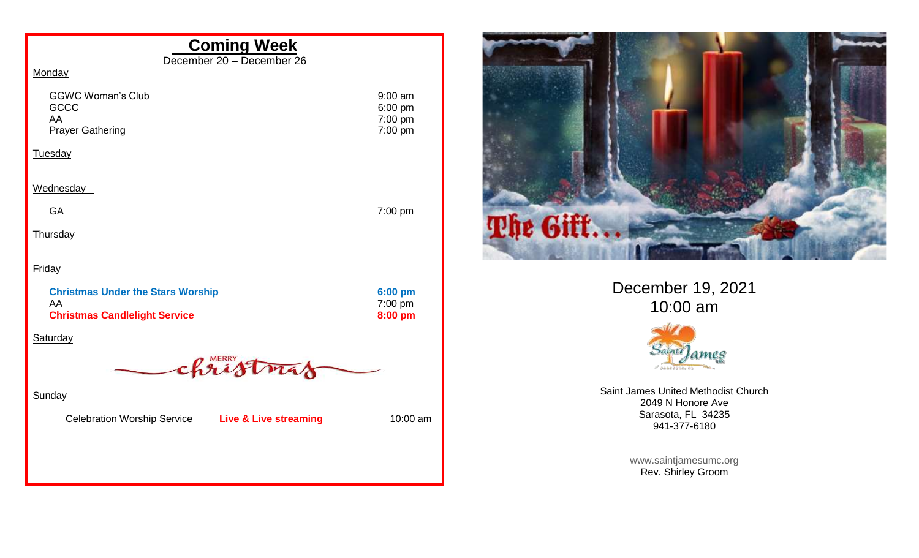## Coming Week

December 20 – December 26

Monday

| | |
|---|---|
| GGWC Woman's Club | 9:00 am |
| GCCC | 6:00 pm |
| AA | 7:00 pm |
| Prayer Gathering | 7:00 pm |

Tuesday

Wednesday

| | |
|---|---|
| GA | 7:00 pm |

Thursday

Friday

| | |
|---|---|
| **Christmas Under the Stars Worship** | **6:00 pm** |
| AA | 7:00 pm |
| **Christmas Candlelight Service** | **8:00 pm** |

Saturday

MERRY christmas

Sunday

| | | |
|---|---|---|
| Celebration Worship Service | **Live & Live streaming** | 10:00 am |

The Gift…

December 19, 2021
10:00 am

Saint James

Saint James United Methodist Church
2049 N Honore Ave
Sarasota, FL 34235
941-377-6180

www.saintjamesumc.org
Rev. Shirley Groom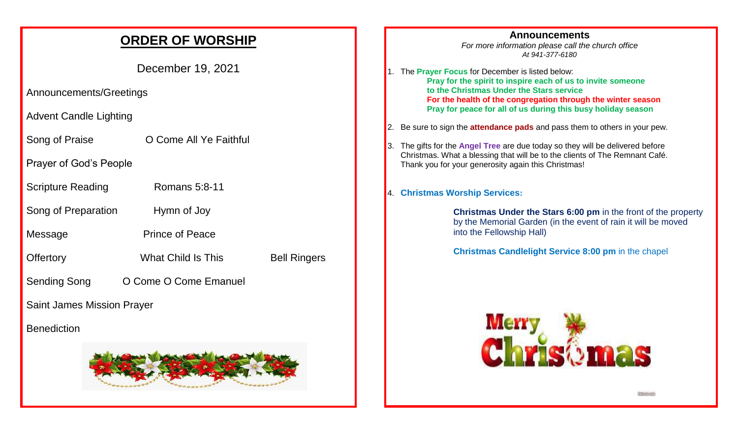# ORDER OF WORSHIP

December 19, 2021

Announcements/Greetings

Advent Candle Lighting

Song of Praise — O Come All Ye Faithful

Prayer of God's People

Scripture Reading — Romans 5:8-11

Song of Preparation — Hymn of Joy

Message — Prince of Peace

Offertory — What Child Is This — Bell Ringers

Sending Song — O Come O Come Emanuel

Saint James Mission Prayer

Benediction

## Announcements

*For more information please call the church office*
*At 941-377-6180*

1. The **Prayer Focus** for December is listed below:
   **Pray for the spirit to inspire each of us to invite someone to the Christmas Under the Stars service**
   **For the health of the congregation through the winter season**
   **Pray for peace for all of us during this busy holiday season**

2. Be sure to sign the **attendance pads** and pass them to others in your pew.

3. The gifts for the **Angel Tree** are due today so they will be delivered before Christmas. What a blessing that will be to the clients of The Remnant Café. Thank you for your generosity again this Christmas!

4. **Christmas Worship Services:**

   **Christmas Under the Stars 6:00 pm** in the front of the property by the Memorial Garden (in the event of rain it will be moved into the Fellowship Hall)

   **Christmas Candlelight Service 8:00 pm** in the chapel

Merry Christmas